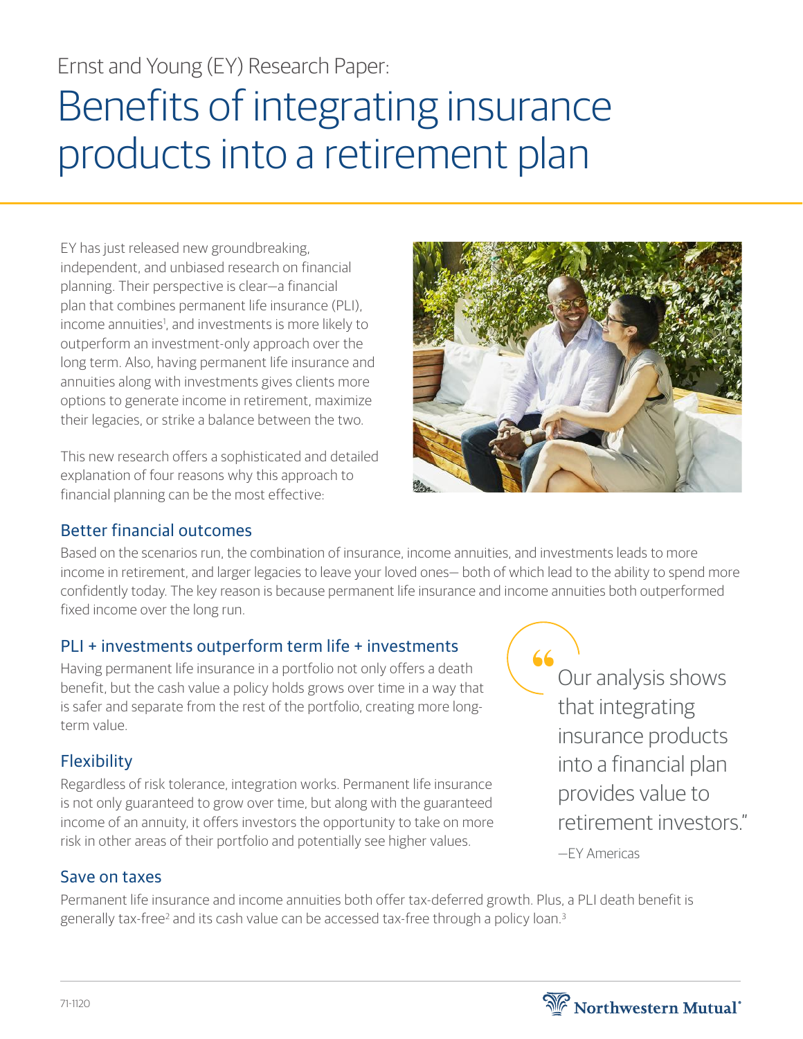Ernst and Young (EY) Research Paper:

# Benefits of integrating insurance products into a retirement plan

EY has just released new groundbreaking, independent, and unbiased research on financial planning. Their perspective is clear—a financial plan that combines permanent life insurance (PLI), income annuities[1], and investments is more likely to outperform an investment-only approach over the long term. Also, having permanent life insurance and annuities along with investments gives clients more options to generate income in retirement, maximize their legacies, or strike a balance between the two.

This new research offers a sophisticated and detailed explanation of four reasons why this approach to financial planning can be the most effective:

## Better financial outcomes

Based on the scenarios run, the combination of insurance, income annuities, and investments leads to more income in retirement, and larger legacies to leave your loved ones— both of which lead to the ability to spend more confidently today. The key reason is because permanent life insurance and income annuities both outperformed fixed income over the long run.

## PLI + investments outperform term life + investments

Having permanent life insurance in a portfolio not only offers a death benefit, but the cash value a policy holds grows over time in a way that is safer and separate from the rest of the portfolio, creating more long-term value.

## Flexibility

Regardless of risk tolerance, integration works. Permanent life insurance is not only guaranteed to grow over time, but along with the guaranteed income of an annuity, it offers investors the opportunity to take on more risk in other areas of their portfolio and potentially see higher values.

> "Our analysis shows that integrating insurance products into a financial plan provides value to retirement investors."
>
> —EY Americas

## Save on taxes

Permanent life insurance and income annuities both offer tax-deferred growth. Plus, a PLI death benefit is generally tax-free[2] and its cash value can be accessed tax-free through a policy loan.[3]

71-1120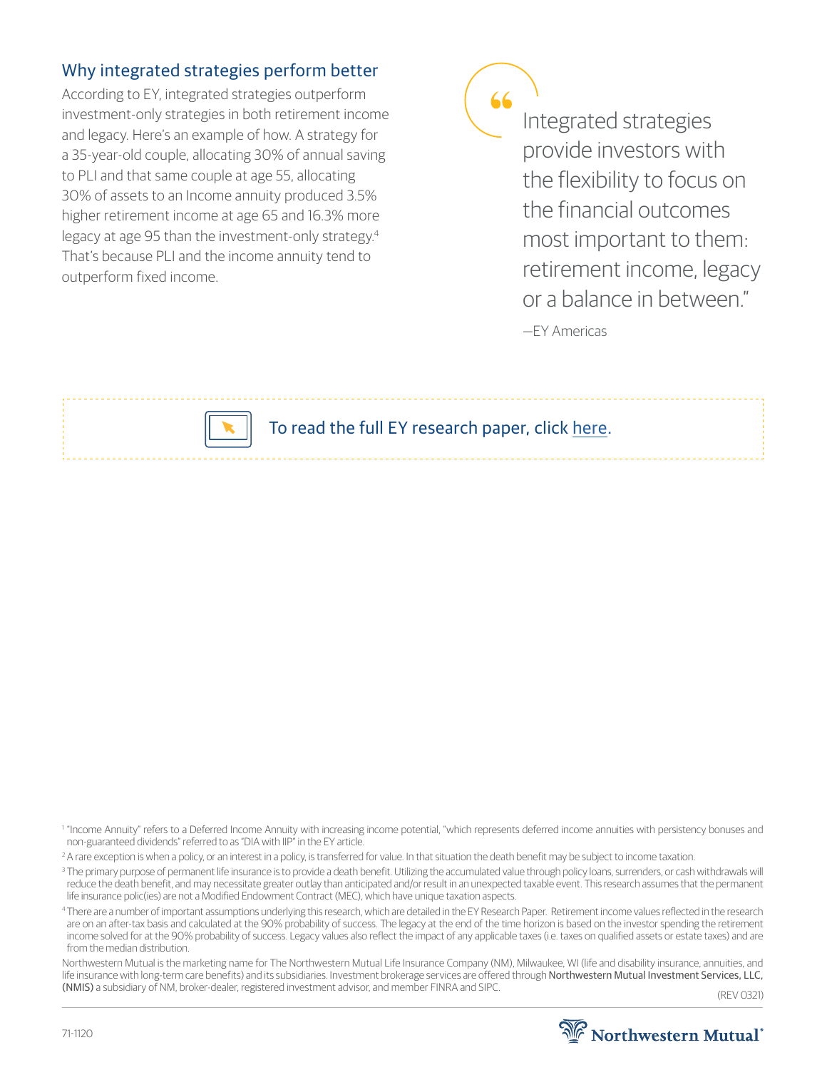## Why integrated strategies perform better

According to EY, integrated strategies outperform investment-only strategies in both retirement income and legacy. Here's an example of how. A strategy for a 35-year-old couple, allocating 30% of annual saving to PLI and that same couple at age 55, allocating 30% of assets to an Income annuity produced 3.5% higher retirement income at age 65 and 16.3% more legacy at age 95 than the investment-only strategy.[4] That's because PLI and the income annuity tend to outperform fixed income.

> "Integrated strategies provide investors with the flexibility to focus on the financial outcomes most important to them: retirement income, legacy or a balance in between."
>
> —EY Americas

To read the full EY research paper, click here.

[1] "Income Annuity" refers to a Deferred Income Annuity with increasing income potential, "which represents deferred income annuities with persistency bonuses and non-guaranteed dividends" referred to as "DIA with IIP" in the EY article.

[2] A rare exception is when a policy, or an interest in a policy, is transferred for value. In that situation the death benefit may be subject to income taxation.

[3] The primary purpose of permanent life insurance is to provide a death benefit. Utilizing the accumulated value through policy loans, surrenders, or cash withdrawals will reduce the death benefit, and may necessitate greater outlay than anticipated and/or result in an unexpected taxable event. This research assumes that the permanent life insurance polic(ies) are not a Modified Endowment Contract (MEC), which have unique taxation aspects.

[4] There are a number of important assumptions underlying this research, which are detailed in the EY Research Paper. Retirement income values reflected in the research are on an after-tax basis and calculated at the 90% probability of success. The legacy at the end of the time horizon is based on the investor spending the retirement income solved for at the 90% probability of success. Legacy values also reflect the impact of any applicable taxes (i.e. taxes on qualified assets or estate taxes) and are from the median distribution.

Northwestern Mutual is the marketing name for The Northwestern Mutual Life Insurance Company (NM), Milwaukee, WI (life and disability insurance, annuities, and life insurance with long-term care benefits) and its subsidiaries. Investment brokerage services are offered through Northwestern Mutual Investment Services, LLC, (NMIS) a subsidiary of NM, broker-dealer, registered investment advisor, and member FINRA and SIPC.

(REV 0321)

71-1120

Northwestern Mutual®